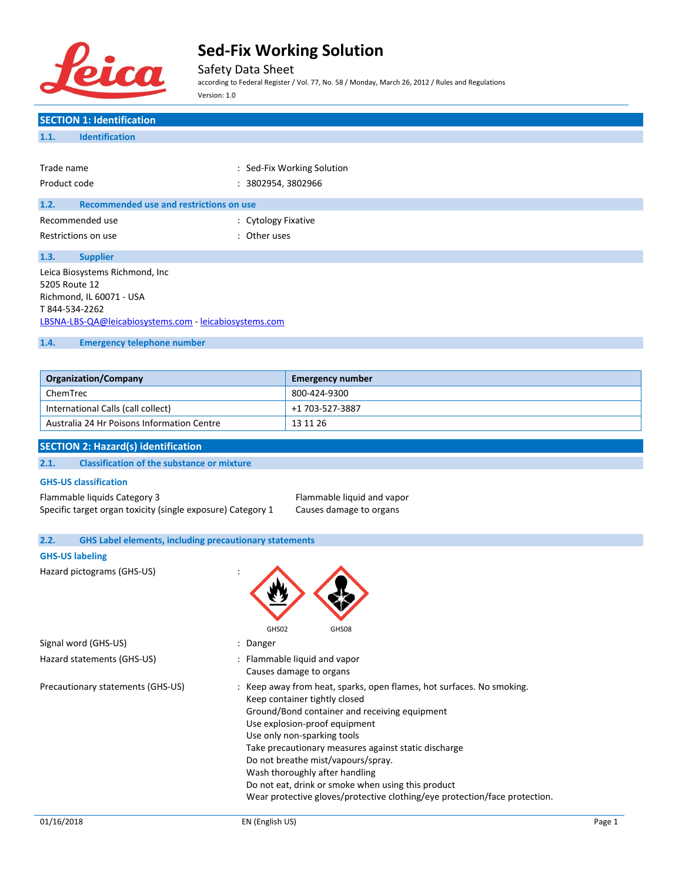# Sed-Fix Working Solution

Safety Data Sheet

according to Federal Register / Vol. 77, No. 58 / Monday, March 26, 2012 / Rules and Regulations

Version: 1.0

## SECTION 1: Identification

### 1.1. Identification

Trade name : Sed-Fix Working Solution

Product code : 3802954, 3802966

### 1.2. Recommended use and restrictions on use

Recommended use : Cytology Fixative

Restrictions on use : Other uses

### 1.3. Supplier

Leica Biosystems Richmond, Inc
5205 Route 12
Richmond, IL 60071 - USA
T 844-534-2262
LBSNA-LBS-QA@leicabiosystems.com - leicabiosystems.com

### 1.4. Emergency telephone number

| Organization/Company | Emergency number |
| --- | --- |
| ChemTrec | 800-424-9300 |
| International Calls (call collect) | +1 703-527-3887 |
| Australia 24 Hr Poisons Information Centre | 13 11 26 |

## SECTION 2: Hazard(s) identification

### 2.1. Classification of the substance or mixture

**GHS-US classification**

Flammable liquids Category 3 — Flammable liquid and vapor

Specific target organ toxicity (single exposure) Category 1 — Causes damage to organs

### 2.2. GHS Label elements, including precautionary statements

**GHS-US labeling**

Hazard pictograms (GHS-US) : GHS02, GHS08

Signal word (GHS-US) : Danger

Hazard statements (GHS-US) : Flammable liquid and vapor
Causes damage to organs

Precautionary statements (GHS-US) : Keep away from heat, sparks, open flames, hot surfaces. No smoking.
Keep container tightly closed
Ground/Bond container and receiving equipment
Use explosion-proof equipment
Use only non-sparking tools
Take precautionary measures against static discharge
Do not breathe mist/vapours/spray.
Wash thoroughly after handling
Do not eat, drink or smoke when using this product
Wear protective gloves/protective clothing/eye protection/face protection.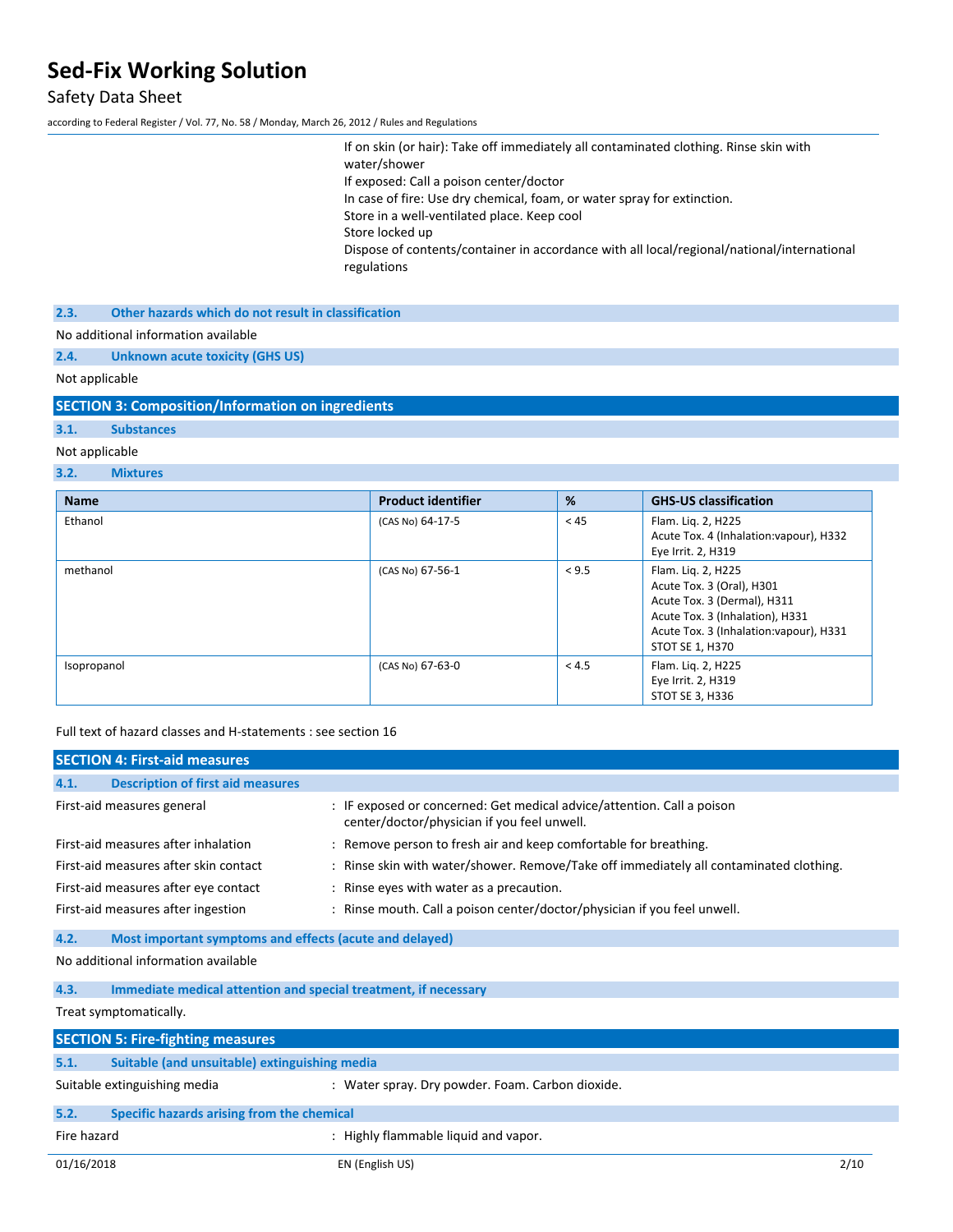If on skin (or hair): Take off immediately all contaminated clothing. Rinse skin with water/shower
If exposed: Call a poison center/doctor
In case of fire: Use dry chemical, foam, or water spray for extinction.
Store in a well-ventilated place. Keep cool
Store locked up
Dispose of contents/container in accordance with all local/regional/national/international regulations

### 2.3. Other hazards which do not result in classification

No additional information available

### 2.4. Unknown acute toxicity (GHS US)

Not applicable

## SECTION 3: Composition/Information on ingredients

### 3.1. Substances

Not applicable

### 3.2. Mixtures

| Name | Product identifier | % | GHS-US classification |
|---|---|---|---|
| Ethanol | (CAS No) 64-17-5 | < 45 | Flam. Liq. 2, H225<br>Acute Tox. 4 (Inhalation:vapour), H332<br>Eye Irrit. 2, H319 |
| methanol | (CAS No) 67-56-1 | < 9.5 | Flam. Liq. 2, H225<br>Acute Tox. 3 (Oral), H301<br>Acute Tox. 3 (Dermal), H311<br>Acute Tox. 3 (Inhalation), H331<br>Acute Tox. 3 (Inhalation:vapour), H331<br>STOT SE 1, H370 |
| Isopropanol | (CAS No) 67-63-0 | < 4.5 | Flam. Liq. 2, H225<br>Eye Irrit. 2, H319<br>STOT SE 3, H336 |

Full text of hazard classes and H-statements : see section 16

## SECTION 4: First-aid measures

### 4.1. Description of first aid measures

First-aid measures general : IF exposed or concerned: Get medical advice/attention. Call a poison center/doctor/physician if you feel unwell.

First-aid measures after inhalation : Remove person to fresh air and keep comfortable for breathing.

First-aid measures after skin contact : Rinse skin with water/shower. Remove/Take off immediately all contaminated clothing.

First-aid measures after eye contact : Rinse eyes with water as a precaution.

First-aid measures after ingestion : Rinse mouth. Call a poison center/doctor/physician if you feel unwell.

### 4.2. Most important symptoms and effects (acute and delayed)

No additional information available

### 4.3. Immediate medical attention and special treatment, if necessary

Treat symptomatically.

## SECTION 5: Fire-fighting measures

### 5.1. Suitable (and unsuitable) extinguishing media

Suitable extinguishing media : Water spray. Dry powder. Foam. Carbon dioxide.

### 5.2. Specific hazards arising from the chemical

Fire hazard : Highly flammable liquid and vapor.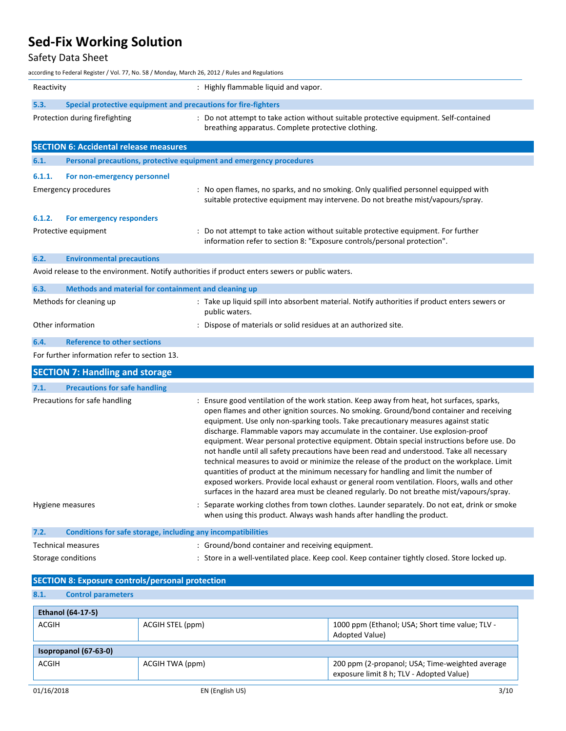| | |
|---|---|
| Reactivity | : Highly flammable liquid and vapor. |

### 5.3. Special protective equipment and precautions for fire-fighters

| | |
|---|---|
| Protection during firefighting | : Do not attempt to take action without suitable protective equipment. Self-contained breathing apparatus. Complete protective clothing. |

## SECTION 6: Accidental release measures

### 6.1. Personal precautions, protective equipment and emergency procedures

#### 6.1.1. For non-emergency personnel

| | |
|---|---|
| Emergency procedures | : No open flames, no sparks, and no smoking. Only qualified personnel equipped with suitable protective equipment may intervene. Do not breathe mist/vapours/spray. |

#### 6.1.2. For emergency responders

| | |
|---|---|
| Protective equipment | : Do not attempt to take action without suitable protective equipment. For further information refer to section 8: "Exposure controls/personal protection". |

### 6.2. Environmental precautions

Avoid release to the environment. Notify authorities if product enters sewers or public waters.

### 6.3. Methods and material for containment and cleaning up

| | |
|---|---|
| Methods for cleaning up | : Take up liquid spill into absorbent material. Notify authorities if product enters sewers or public waters. |
| Other information | : Dispose of materials or solid residues at an authorized site. |

### 6.4. Reference to other sections

For further information refer to section 13.

## SECTION 7: Handling and storage

### 7.1. Precautions for safe handling

| | |
|---|---|
| Precautions for safe handling | : Ensure good ventilation of the work station. Keep away from heat, hot surfaces, sparks, open flames and other ignition sources. No smoking. Ground/bond container and receiving equipment. Use only non-sparking tools. Take precautionary measures against static discharge. Flammable vapors may accumulate in the container. Use explosion-proof equipment. Wear personal protective equipment. Obtain special instructions before use. Do not handle until all safety precautions have been read and understood. Take all necessary technical measures to avoid or minimize the release of the product on the workplace. Limit quantities of product at the minimum necessary for handling and limit the number of exposed workers. Provide local exhaust or general room ventilation. Floors, walls and other surfaces in the hazard area must be cleaned regularly. Do not breathe mist/vapours/spray. |
| Hygiene measures | : Separate working clothes from town clothes. Launder separately. Do not eat, drink or smoke when using this product. Always wash hands after handling the product. |

### 7.2. Conditions for safe storage, including any incompatibilities

| | |
|---|---|
| Technical measures | : Ground/bond container and receiving equipment. |
| Storage conditions | : Store in a well-ventilated place. Keep cool. Keep container tightly closed. Store locked up. |

## SECTION 8: Exposure controls/personal protection

### 8.1. Control parameters

| **Ethanol (64-17-5)** | | |
|---|---|---|
| ACGIH | ACGIH STEL (ppm) | 1000 ppm (Ethanol; USA; Short time value; TLV - Adopted Value) |

| **Isopropanol (67-63-0)** | | |
|---|---|---|
| ACGIH | ACGIH TWA (ppm) | 200 ppm (2-propanol; USA; Time-weighted average exposure limit 8 h; TLV - Adopted Value) |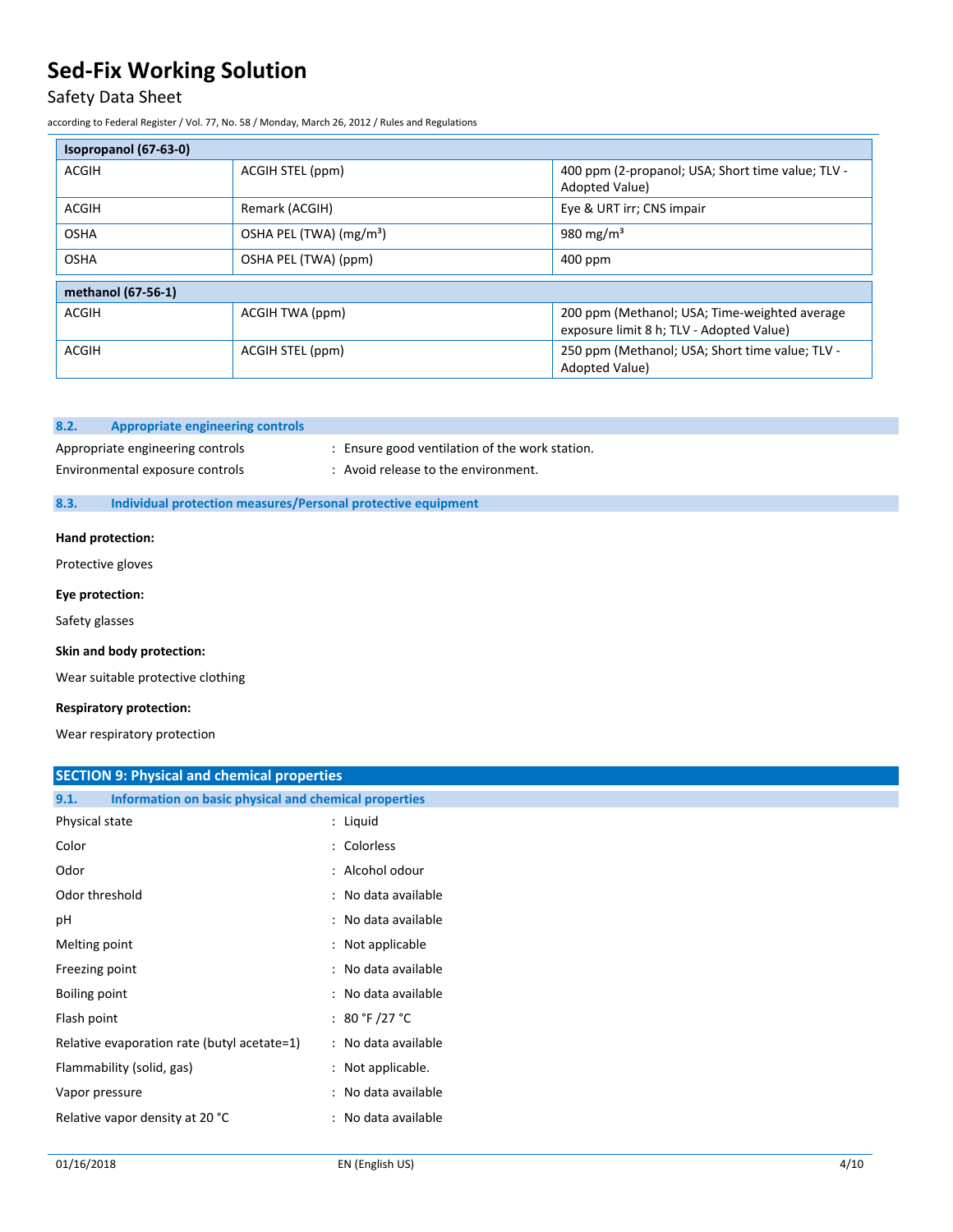| Isopropanol (67-63-0) | | |
|---|---|---|
| ACGIH | ACGIH STEL (ppm) | 400 ppm (2-propanol; USA; Short time value; TLV - Adopted Value) |
| ACGIH | Remark (ACGIH) | Eye & URT irr; CNS impair |
| OSHA | OSHA PEL (TWA) (mg/m³) | 980 mg/m³ |
| OSHA | OSHA PEL (TWA) (ppm) | 400 ppm |

| methanol (67-56-1) | | |
|---|---|---|
| ACGIH | ACGIH TWA (ppm) | 200 ppm (Methanol; USA; Time-weighted average exposure limit 8 h; TLV - Adopted Value) |
| ACGIH | ACGIH STEL (ppm) | 250 ppm (Methanol; USA; Short time value; TLV - Adopted Value) |

### 8.2. Appropriate engineering controls

Appropriate engineering controls : Ensure good ventilation of the work station.

Environmental exposure controls : Avoid release to the environment.

### 8.3. Individual protection measures/Personal protective equipment

**Hand protection:**

Protective gloves

**Eye protection:**

Safety glasses

**Skin and body protection:**

Wear suitable protective clothing

**Respiratory protection:**

Wear respiratory protection

## SECTION 9: Physical and chemical properties

### 9.1. Information on basic physical and chemical properties

| | |
|---|---|
| Physical state | : Liquid |
| Color | : Colorless |
| Odor | : Alcohol odour |
| Odor threshold | : No data available |
| pH | : No data available |
| Melting point | : Not applicable |
| Freezing point | : No data available |
| Boiling point | : No data available |
| Flash point | : 80 °F /27 °C |
| Relative evaporation rate (butyl acetate=1) | : No data available |
| Flammability (solid, gas) | : Not applicable. |
| Vapor pressure | : No data available |
| Relative vapor density at 20 °C | : No data available |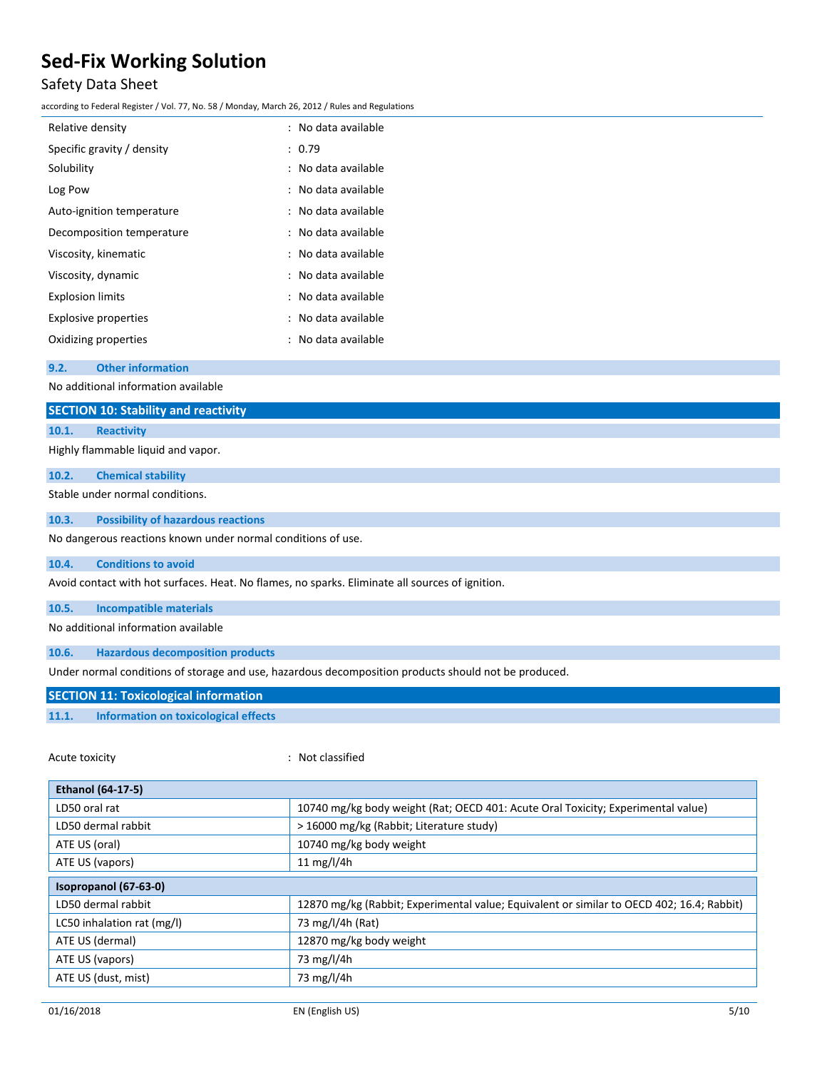| | |
|---|---|
| Relative density | : No data available |
| Specific gravity / density | : 0.79 |
| Solubility | : No data available |
| Log Pow | : No data available |
| Auto-ignition temperature | : No data available |
| Decomposition temperature | : No data available |
| Viscosity, kinematic | : No data available |
| Viscosity, dynamic | : No data available |
| Explosion limits | : No data available |
| Explosive properties | : No data available |
| Oxidizing properties | : No data available |

### 9.2. Other information

No additional information available

## SECTION 10: Stability and reactivity

### 10.1. Reactivity

Highly flammable liquid and vapor.

### 10.2. Chemical stability

Stable under normal conditions.

### 10.3. Possibility of hazardous reactions

No dangerous reactions known under normal conditions of use.

### 10.4. Conditions to avoid

Avoid contact with hot surfaces. Heat. No flames, no sparks. Eliminate all sources of ignition.

### 10.5. Incompatible materials

No additional information available

### 10.6. Hazardous decomposition products

Under normal conditions of storage and use, hazardous decomposition products should not be produced.

## SECTION 11: Toxicological information

### 11.1. Information on toxicological effects

Acute toxicity : Not classified

| Ethanol (64-17-5) | |
|---|---|
| LD50 oral rat | 10740 mg/kg body weight (Rat; OECD 401: Acute Oral Toxicity; Experimental value) |
| LD50 dermal rabbit | > 16000 mg/kg (Rabbit; Literature study) |
| ATE US (oral) | 10740 mg/kg body weight |
| ATE US (vapors) | 11 mg/l/4h |

| Isopropanol (67-63-0) | |
|---|---|
| LD50 dermal rabbit | 12870 mg/kg (Rabbit; Experimental value; Equivalent or similar to OECD 402; 16.4; Rabbit) |
| LC50 inhalation rat (mg/l) | 73 mg/l/4h (Rat) |
| ATE US (dermal) | 12870 mg/kg body weight |
| ATE US (vapors) | 73 mg/l/4h |
| ATE US (dust, mist) | 73 mg/l/4h |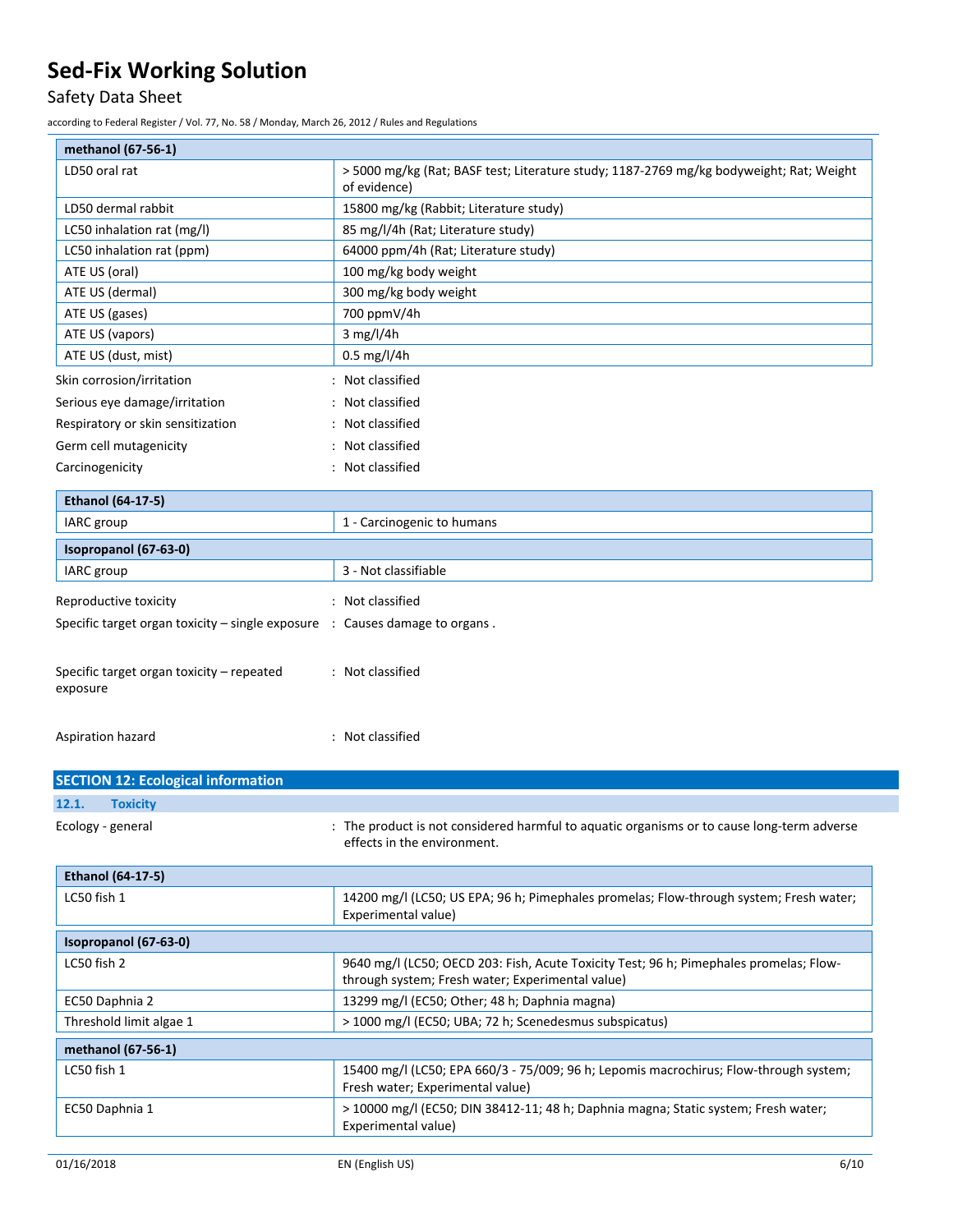| methanol (67-56-1) | |
|---|---|
| LD50 oral rat | > 5000 mg/kg (Rat; BASF test; Literature study; 1187-2769 mg/kg bodyweight; Rat; Weight of evidence) |
| LD50 dermal rabbit | 15800 mg/kg (Rabbit; Literature study) |
| LC50 inhalation rat (mg/l) | 85 mg/l/4h (Rat; Literature study) |
| LC50 inhalation rat (ppm) | 64000 ppm/4h (Rat; Literature study) |
| ATE US (oral) | 100 mg/kg body weight |
| ATE US (dermal) | 300 mg/kg body weight |
| ATE US (gases) | 700 ppmV/4h |
| ATE US (vapors) | 3 mg/l/4h |
| ATE US (dust, mist) | 0.5 mg/l/4h |

Skin corrosion/irritation : Not classified

Serious eye damage/irritation : Not classified

Respiratory or skin sensitization : Not classified

Germ cell mutagenicity : Not classified

Carcinogenicity : Not classified

| Ethanol (64-17-5) | |
|---|---|
| IARC group | 1 - Carcinogenic to humans |

| Isopropanol (67-63-0) | |
|---|---|
| IARC group | 3 - Not classifiable |

Reproductive toxicity : Not classified

Specific target organ toxicity – single exposure : Causes damage to organs .

Specific target organ toxicity – repeated exposure : Not classified

Aspiration hazard : Not classified

## SECTION 12: Ecological information

### 12.1. Toxicity

Ecology - general : The product is not considered harmful to aquatic organisms or to cause long-term adverse effects in the environment.

| Ethanol (64-17-5) | |
|---|---|
| LC50 fish 1 | 14200 mg/l (LC50; US EPA; 96 h; Pimephales promelas; Flow-through system; Fresh water; Experimental value) |

| Isopropanol (67-63-0) | |
|---|---|
| LC50 fish 2 | 9640 mg/l (LC50; OECD 203: Fish, Acute Toxicity Test; 96 h; Pimephales promelas; Flow-through system; Fresh water; Experimental value) |
| EC50 Daphnia 2 | 13299 mg/l (EC50; Other; 48 h; Daphnia magna) |
| Threshold limit algae 1 | > 1000 mg/l (EC50; UBA; 72 h; Scenedesmus subspicatus) |

| methanol (67-56-1) | |
|---|---|
| LC50 fish 1 | 15400 mg/l (LC50; EPA 660/3 - 75/009; 96 h; Lepomis macrochirus; Flow-through system; Fresh water; Experimental value) |
| EC50 Daphnia 1 | > 10000 mg/l (EC50; DIN 38412-11; 48 h; Daphnia magna; Static system; Fresh water; Experimental value) |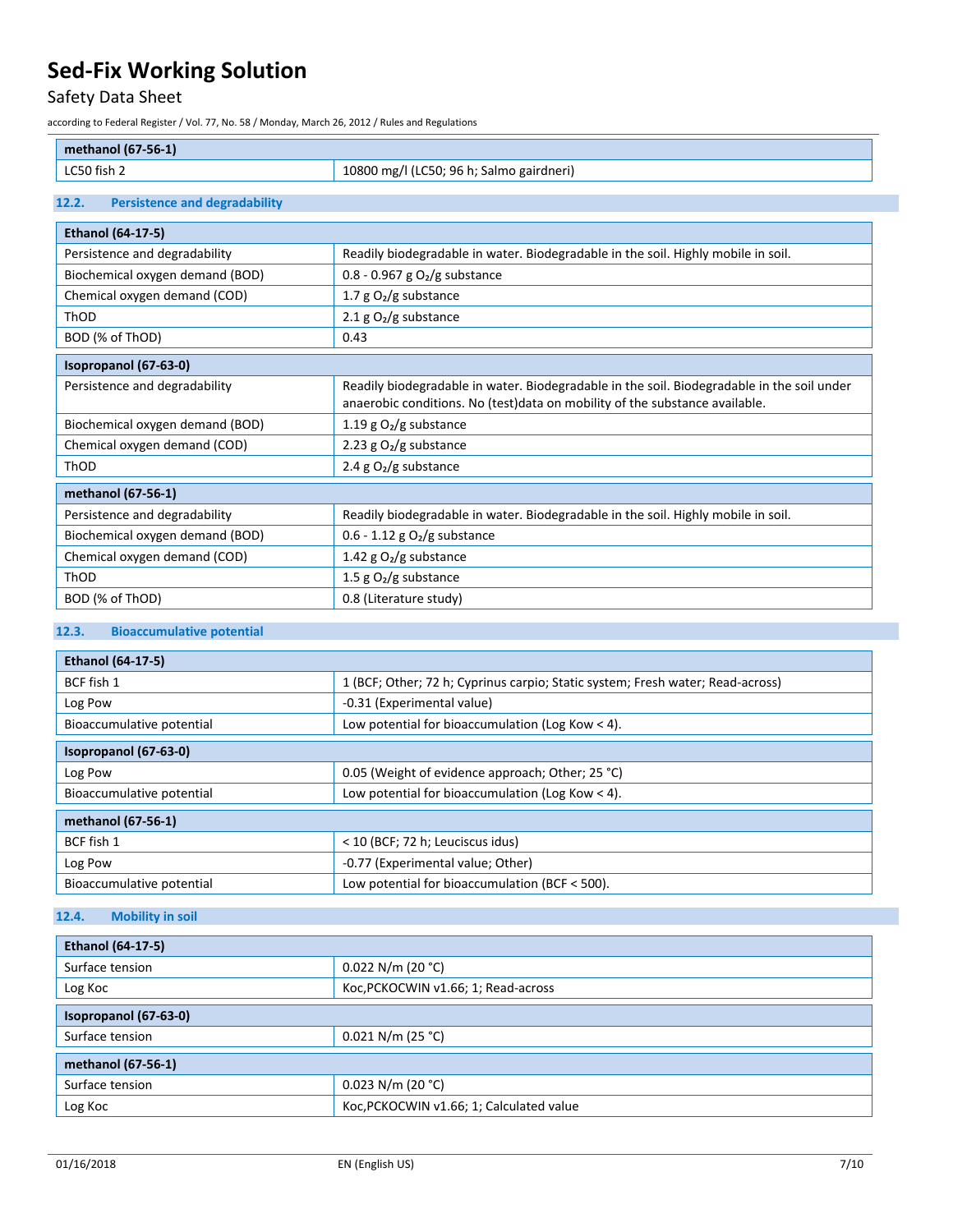| methanol (67-56-1) | |
|---|---|
| LC50 fish 2 | 10800 mg/l (LC50; 96 h; Salmo gairdneri) |

### 12.2. Persistence and degradability

| Ethanol (64-17-5) | |
|---|---|
| Persistence and degradability | Readily biodegradable in water. Biodegradable in the soil. Highly mobile in soil. |
| Biochemical oxygen demand (BOD) | 0.8 - 0.967 g $O_2$/g substance |
| Chemical oxygen demand (COD) | 1.7 g $O_2$/g substance |
| ThOD | 2.1 g $O_2$/g substance |
| BOD (% of ThOD) | 0.43 |

| Isopropanol (67-63-0) | |
|---|---|
| Persistence and degradability | Readily biodegradable in water. Biodegradable in the soil. Biodegradable in the soil under anaerobic conditions. No (test)data on mobility of the substance available. |
| Biochemical oxygen demand (BOD) | 1.19 g $O_2$/g substance |
| Chemical oxygen demand (COD) | 2.23 g $O_2$/g substance |
| ThOD | 2.4 g $O_2$/g substance |

| methanol (67-56-1) | |
|---|---|
| Persistence and degradability | Readily biodegradable in water. Biodegradable in the soil. Highly mobile in soil. |
| Biochemical oxygen demand (BOD) | 0.6 - 1.12 g $O_2$/g substance |
| Chemical oxygen demand (COD) | 1.42 g $O_2$/g substance |
| ThOD | 1.5 g $O_2$/g substance |
| BOD (% of ThOD) | 0.8 (Literature study) |

### 12.3. Bioaccumulative potential

| Ethanol (64-17-5) | |
|---|---|
| BCF fish 1 | 1 (BCF; Other; 72 h; Cyprinus carpio; Static system; Fresh water; Read-across) |
| Log Pow | -0.31 (Experimental value) |
| Bioaccumulative potential | Low potential for bioaccumulation (Log Kow < 4). |

| Isopropanol (67-63-0) | |
|---|---|
| Log Pow | 0.05 (Weight of evidence approach; Other; 25 °C) |
| Bioaccumulative potential | Low potential for bioaccumulation (Log Kow < 4). |

| methanol (67-56-1) | |
|---|---|
| BCF fish 1 | < 10 (BCF; 72 h; Leuciscus idus) |
| Log Pow | -0.77 (Experimental value; Other) |
| Bioaccumulative potential | Low potential for bioaccumulation (BCF < 500). |

### 12.4. Mobility in soil

| Ethanol (64-17-5) | |
|---|---|
| Surface tension | 0.022 N/m (20 °C) |
| Log Koc | Koc,PCKOCWIN v1.66; 1; Read-across |

| Isopropanol (67-63-0) | |
|---|---|
| Surface tension | 0.021 N/m (25 °C) |

| methanol (67-56-1) | |
|---|---|
| Surface tension | 0.023 N/m (20 °C) |
| Log Koc | Koc,PCKOCWIN v1.66; 1; Calculated value |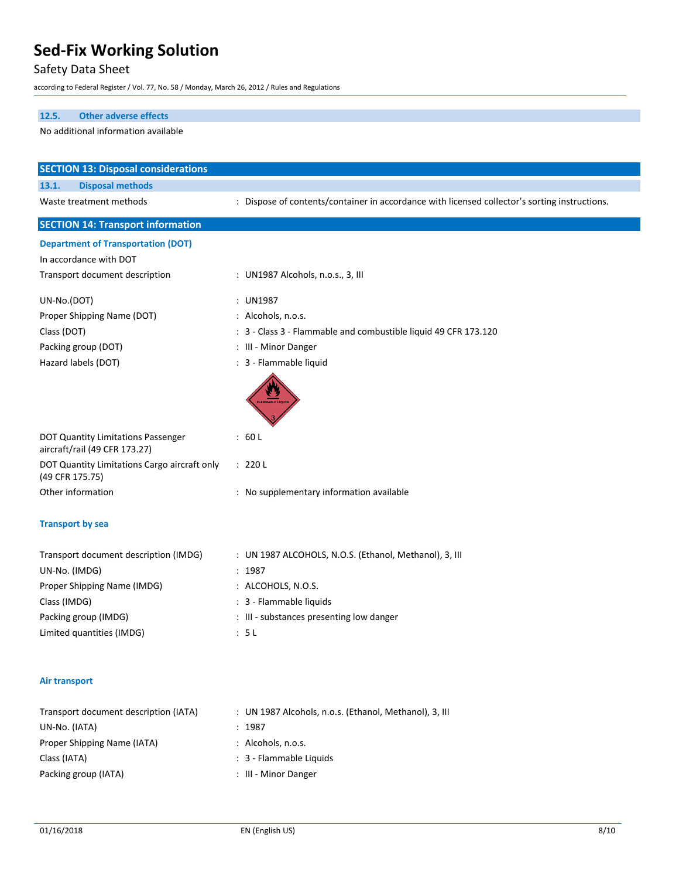### 12.5. Other adverse effects

No additional information available

## SECTION 13: Disposal considerations

### 13.1. Disposal methods

Waste treatment methods : Dispose of contents/container in accordance with licensed collector's sorting instructions.

## SECTION 14: Transport information

### Department of Transportation (DOT)

In accordance with DOT

| | |
|---|---|
| Transport document description | : UN1987 Alcohols, n.o.s., 3, III |
| UN-No.(DOT) | : UN1987 |
| Proper Shipping Name (DOT) | : Alcohols, n.o.s. |
| Class (DOT) | : 3 - Class 3 - Flammable and combustible liquid 49 CFR 173.120 |
| Packing group (DOT) | : III - Minor Danger |
| Hazard labels (DOT) | : 3 - Flammable liquid |
| DOT Quantity Limitations Passenger aircraft/rail (49 CFR 173.27) | : 60 L |
| DOT Quantity Limitations Cargo aircraft only (49 CFR 175.75) | : 220 L |
| Other information | : No supplementary information available |

### Transport by sea

| | |
|---|---|
| Transport document description (IMDG) | : UN 1987 ALCOHOLS, N.O.S. (Ethanol, Methanol), 3, III |
| UN-No. (IMDG) | : 1987 |
| Proper Shipping Name (IMDG) | : ALCOHOLS, N.O.S. |
| Class (IMDG) | : 3 - Flammable liquids |
| Packing group (IMDG) | : III - substances presenting low danger |
| Limited quantities (IMDG) | : 5 L |

### Air transport

| | |
|---|---|
| Transport document description (IATA) | : UN 1987 Alcohols, n.o.s. (Ethanol, Methanol), 3, III |
| UN-No. (IATA) | : 1987 |
| Proper Shipping Name (IATA) | : Alcohols, n.o.s. |
| Class (IATA) | : 3 - Flammable Liquids |
| Packing group (IATA) | : III - Minor Danger |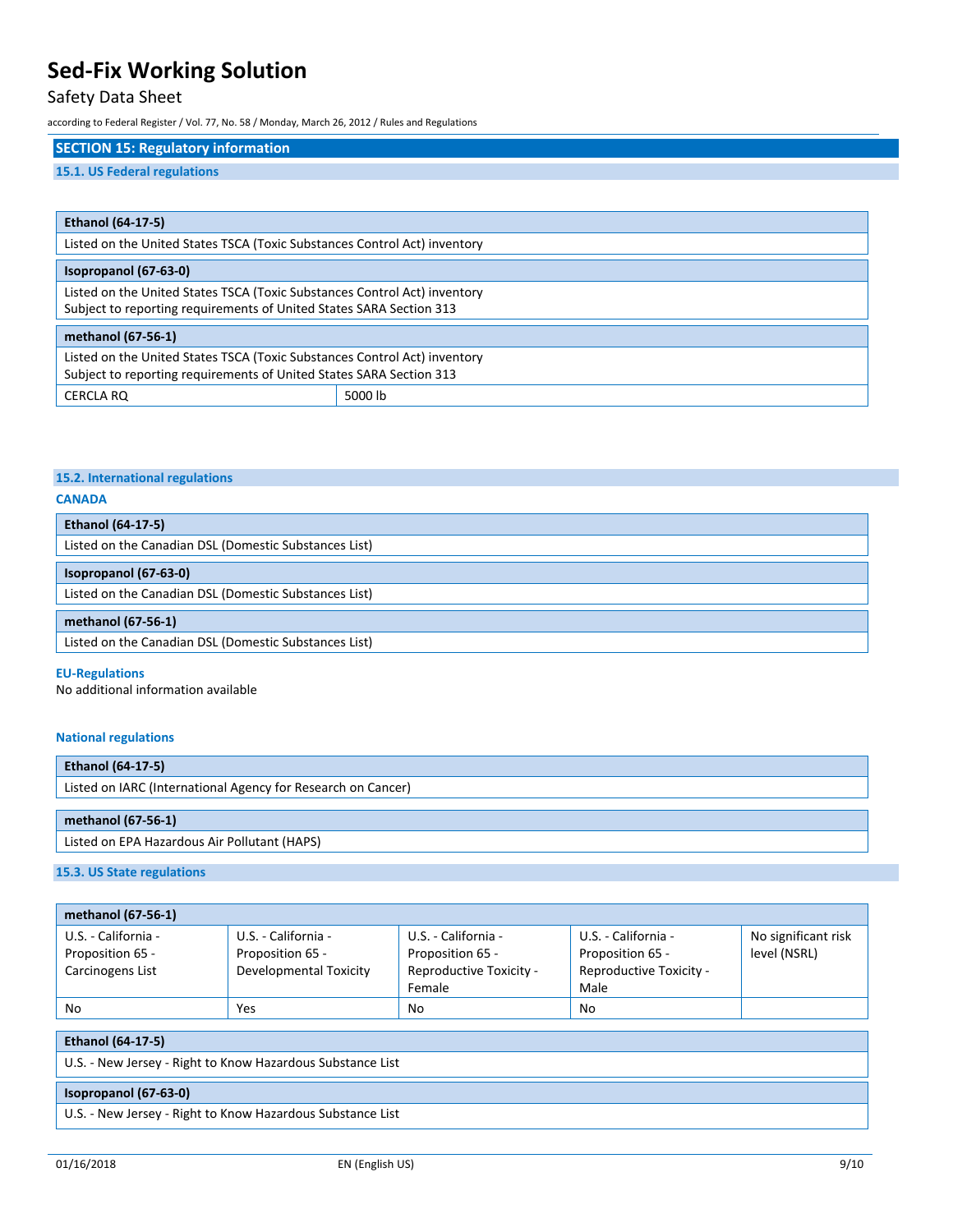## SECTION 15: Regulatory information

### 15.1. US Federal regulations

| Ethanol (64-17-5) | |
|---|---|
| Listed on the United States TSCA (Toxic Substances Control Act) inventory | |

| Isopropanol (67-63-0) | |
|---|---|
| Listed on the United States TSCA (Toxic Substances Control Act) inventory<br>Subject to reporting requirements of United States SARA Section 313 | |

| methanol (67-56-1) | |
|---|---|
| Listed on the United States TSCA (Toxic Substances Control Act) inventory<br>Subject to reporting requirements of United States SARA Section 313 | |
| CERCLA RQ | 5000 lb |

### 15.2. International regulations

**CANADA**

| Ethanol (64-17-5) |
|---|
| Listed on the Canadian DSL (Domestic Substances List) |

| Isopropanol (67-63-0) |
|---|
| Listed on the Canadian DSL (Domestic Substances List) |

| methanol (67-56-1) |
|---|
| Listed on the Canadian DSL (Domestic Substances List) |

**EU-Regulations**

No additional information available

**National regulations**

| Ethanol (64-17-5) |
|---|
| Listed on IARC (International Agency for Research on Cancer) |

| methanol (67-56-1) |
|---|
| Listed on EPA Hazardous Air Pollutant (HAPS) |

### 15.3. US State regulations

| methanol (67-56-1) | | | | |
|---|---|---|---|---|
| U.S. - California - Proposition 65 - Carcinogens List | U.S. - California - Proposition 65 - Developmental Toxicity | U.S. - California - Proposition 65 - Reproductive Toxicity - Female | U.S. - California - Proposition 65 - Reproductive Toxicity - Male | No significant risk level (NSRL) |
| No | Yes | No | No | |

| Ethanol (64-17-5) |
|---|
| U.S. - New Jersey - Right to Know Hazardous Substance List |

| Isopropanol (67-63-0) |
|---|
| U.S. - New Jersey - Right to Know Hazardous Substance List |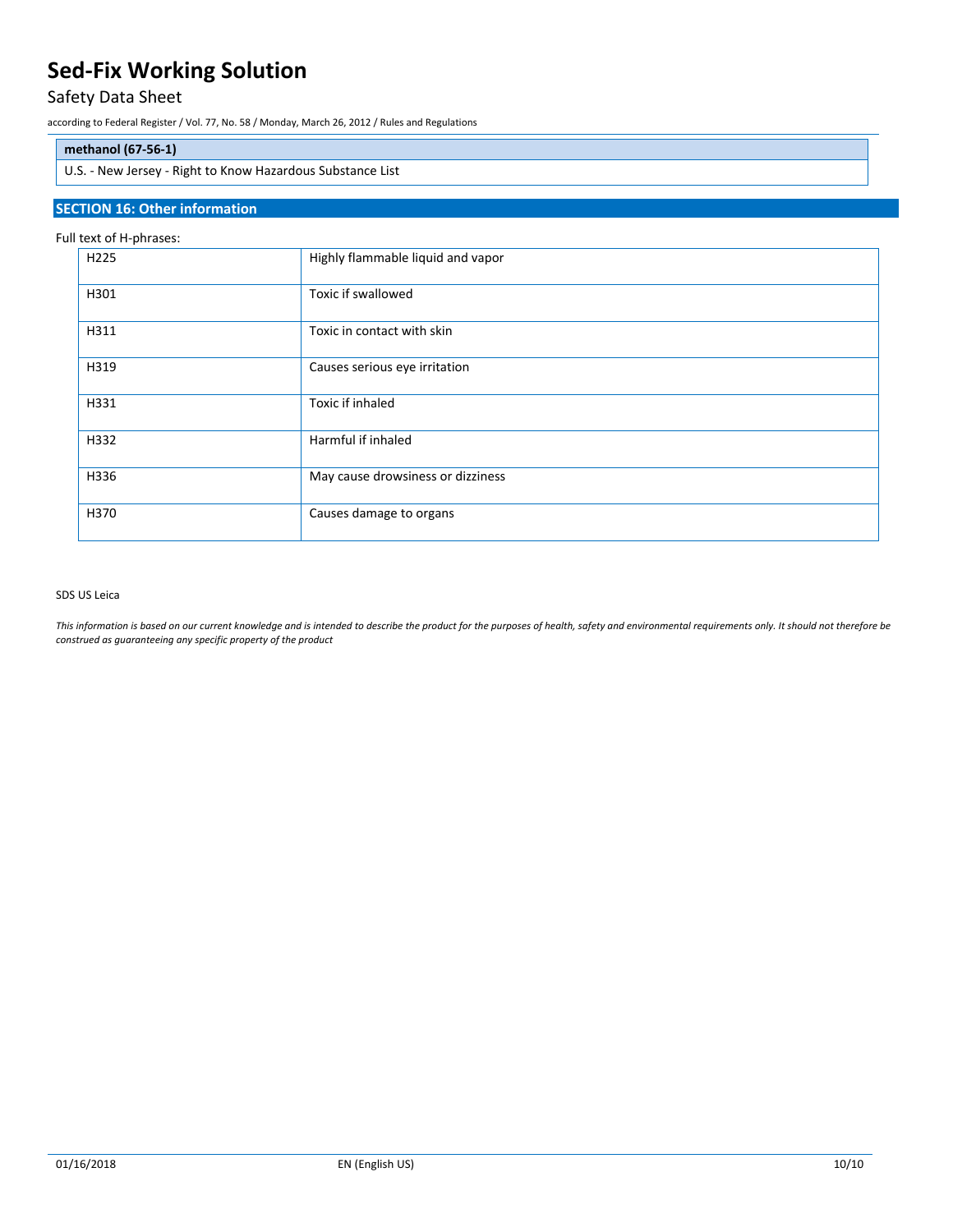| methanol (67-56-1) |
| --- |
| U.S. - New Jersey - Right to Know Hazardous Substance List |

## SECTION 16: Other information

Full text of H-phrases:

| | |
| --- | --- |
| H225 | Highly flammable liquid and vapor |
| H301 | Toxic if swallowed |
| H311 | Toxic in contact with skin |
| H319 | Causes serious eye irritation |
| H331 | Toxic if inhaled |
| H332 | Harmful if inhaled |
| H336 | May cause drowsiness or dizziness |
| H370 | Causes damage to organs |

SDS US Leica

*This information is based on our current knowledge and is intended to describe the product for the purposes of health, safety and environmental requirements only. It should not therefore be construed as guaranteeing any specific property of the product*